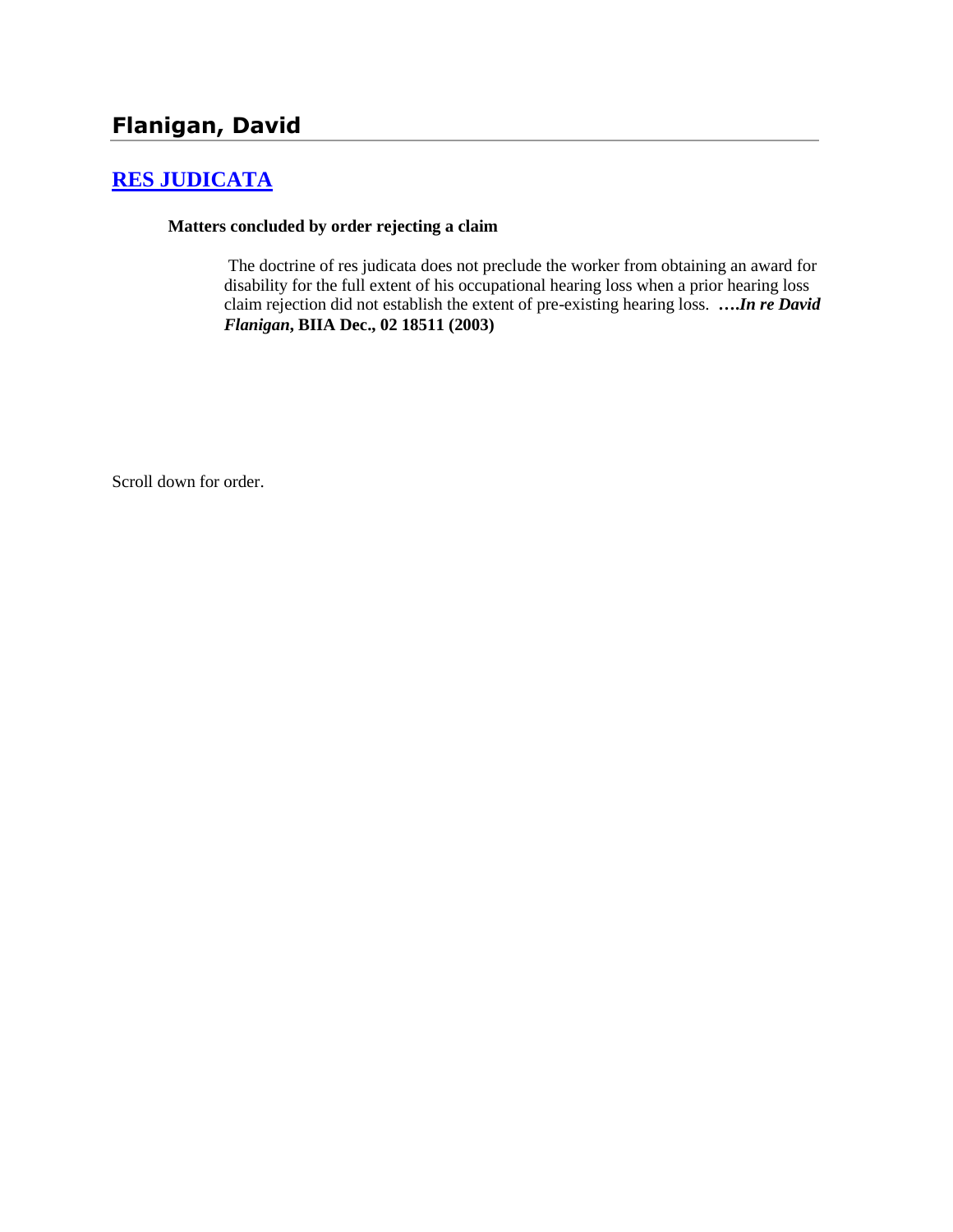# Flanigan, David

## [RES JUDICATA](#)

**Matters concluded by order rejecting a claim**

The doctrine of res judicata does not preclude the worker from obtaining an award for disability for the full extent of his occupational hearing loss when a prior hearing loss claim rejection did not establish the extent of pre-existing hearing loss. **….*In re David Flanigan*, BIIA Dec., 02 18511 (2003)**

Scroll down for order.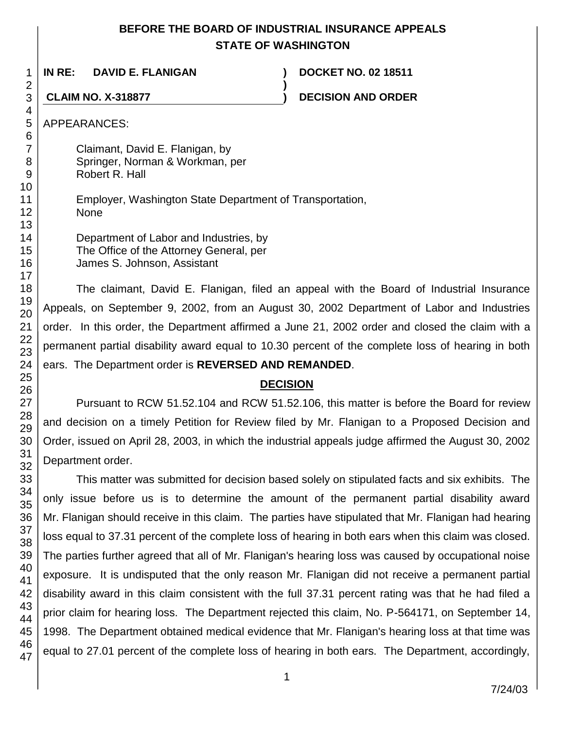BEFORE THE BOARD OF INDUSTRIAL INSURANCE APPEALS
STATE OF WASHINGTON

**IN RE: DAVID E. FLANIGAN ) DOCKET NO. 02 18511**
**)**
**CLAIM NO. X-318877 ) DECISION AND ORDER**

APPEARANCES:

Claimant, David E. Flanigan, by
Springer, Norman & Workman, per
Robert R. Hall

Employer, Washington State Department of Transportation,
None

Department of Labor and Industries, by
The Office of the Attorney General, per
James S. Johnson, Assistant

The claimant, David E. Flanigan, filed an appeal with the Board of Industrial Insurance Appeals, on September 9, 2002, from an August 30, 2002 Department of Labor and Industries order. In this order, the Department affirmed a June 21, 2002 order and closed the claim with a permanent partial disability award equal to 10.30 percent of the complete loss of hearing in both ears. The Department order is **REVERSED AND REMANDED**.

## DECISION

Pursuant to RCW 51.52.104 and RCW 51.52.106, this matter is before the Board for review and decision on a timely Petition for Review filed by Mr. Flanigan to a Proposed Decision and Order, issued on April 28, 2003, in which the industrial appeals judge affirmed the August 30, 2002 Department order.

This matter was submitted for decision based solely on stipulated facts and six exhibits. The only issue before us is to determine the amount of the permanent partial disability award Mr. Flanigan should receive in this claim. The parties have stipulated that Mr. Flanigan had hearing loss equal to 37.31 percent of the complete loss of hearing in both ears when this claim was closed. The parties further agreed that all of Mr. Flanigan's hearing loss was caused by occupational noise exposure. It is undisputed that the only reason Mr. Flanigan did not receive a permanent partial disability award in this claim consistent with the full 37.31 percent rating was that he had filed a prior claim for hearing loss. The Department rejected this claim, No. P-564171, on September 14, 1998. The Department obtained medical evidence that Mr. Flanigan's hearing loss at that time was equal to 27.01 percent of the complete loss of hearing in both ears. The Department, accordingly,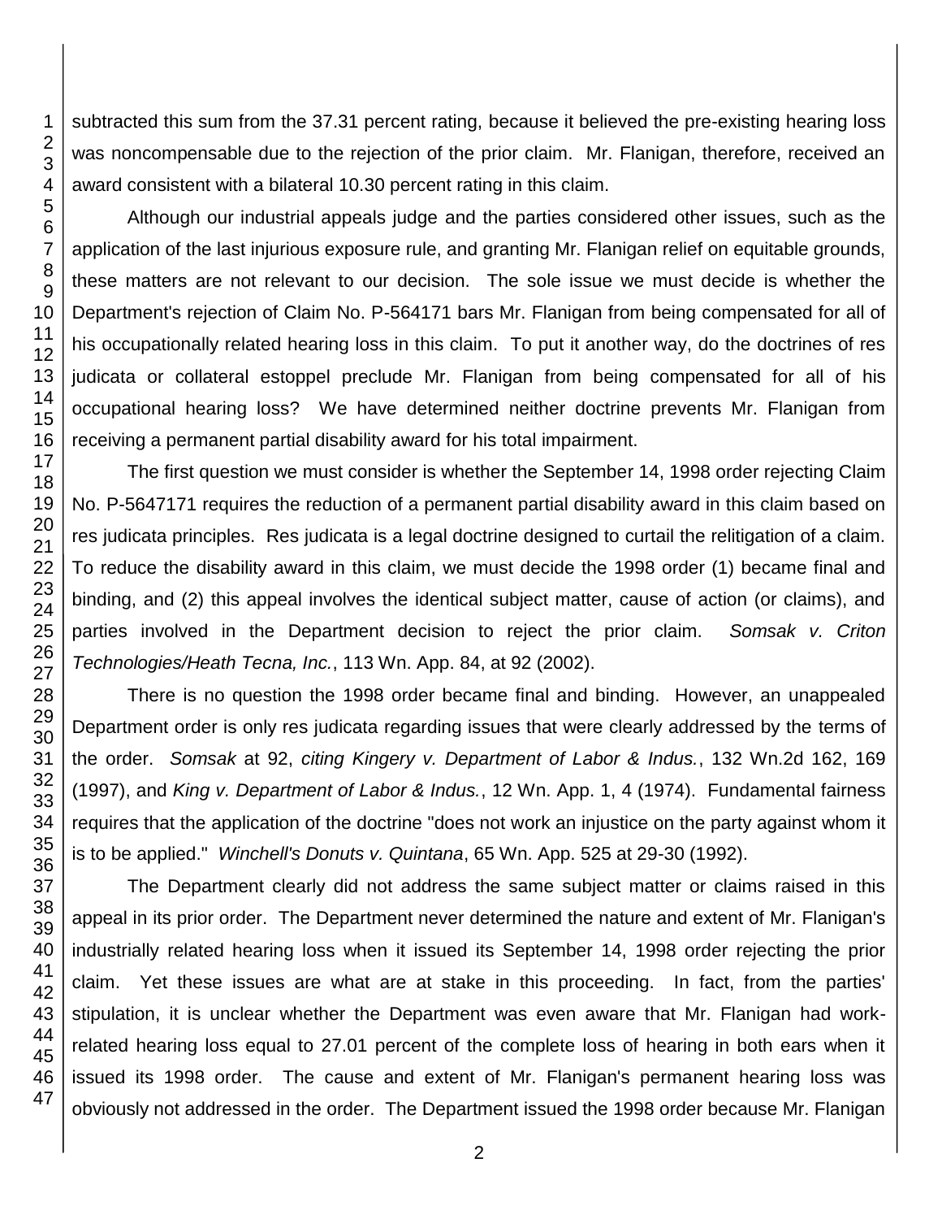subtracted this sum from the 37.31 percent rating, because it believed the pre-existing hearing loss was noncompensable due to the rejection of the prior claim. Mr. Flanigan, therefore, received an award consistent with a bilateral 10.30 percent rating in this claim.

Although our industrial appeals judge and the parties considered other issues, such as the application of the last injurious exposure rule, and granting Mr. Flanigan relief on equitable grounds, these matters are not relevant to our decision. The sole issue we must decide is whether the Department's rejection of Claim No. P-564171 bars Mr. Flanigan from being compensated for all of his occupationally related hearing loss in this claim. To put it another way, do the doctrines of res judicata or collateral estoppel preclude Mr. Flanigan from being compensated for all of his occupational hearing loss? We have determined neither doctrine prevents Mr. Flanigan from receiving a permanent partial disability award for his total impairment.

The first question we must consider is whether the September 14, 1998 order rejecting Claim No. P-5647171 requires the reduction of a permanent partial disability award in this claim based on res judicata principles. Res judicata is a legal doctrine designed to curtail the relitigation of a claim. To reduce the disability award in this claim, we must decide the 1998 order (1) became final and binding, and (2) this appeal involves the identical subject matter, cause of action (or claims), and parties involved in the Department decision to reject the prior claim. *Somsak v. Criton Technologies/Heath Tecna, Inc.*, 113 Wn. App. 84, at 92 (2002).

There is no question the 1998 order became final and binding. However, an unappealed Department order is only res judicata regarding issues that were clearly addressed by the terms of the order. *Somsak* at 92, *citing Kingery v. Department of Labor & Indus.*, 132 Wn.2d 162, 169 (1997), and *King v. Department of Labor & Indus.*, 12 Wn. App. 1, 4 (1974). Fundamental fairness requires that the application of the doctrine "does not work an injustice on the party against whom it is to be applied." *Winchell's Donuts v. Quintana*, 65 Wn. App. 525 at 29-30 (1992).

The Department clearly did not address the same subject matter or claims raised in this appeal in its prior order. The Department never determined the nature and extent of Mr. Flanigan's industrially related hearing loss when it issued its September 14, 1998 order rejecting the prior claim. Yet these issues are what are at stake in this proceeding. In fact, from the parties' stipulation, it is unclear whether the Department was even aware that Mr. Flanigan had work-related hearing loss equal to 27.01 percent of the complete loss of hearing in both ears when it issued its 1998 order. The cause and extent of Mr. Flanigan's permanent hearing loss was obviously not addressed in the order. The Department issued the 1998 order because Mr. Flanigan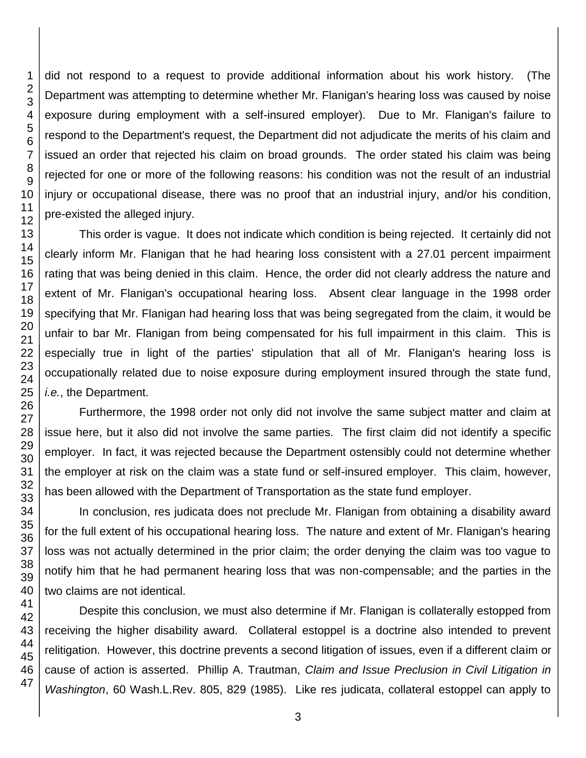did not respond to a request to provide additional information about his work history. (The Department was attempting to determine whether Mr. Flanigan's hearing loss was caused by noise exposure during employment with a self-insured employer). Due to Mr. Flanigan's failure to respond to the Department's request, the Department did not adjudicate the merits of his claim and issued an order that rejected his claim on broad grounds. The order stated his claim was being rejected for one or more of the following reasons: his condition was not the result of an industrial injury or occupational disease, there was no proof that an industrial injury, and/or his condition, pre-existed the alleged injury.

This order is vague. It does not indicate which condition is being rejected. It certainly did not clearly inform Mr. Flanigan that he had hearing loss consistent with a 27.01 percent impairment rating that was being denied in this claim. Hence, the order did not clearly address the nature and extent of Mr. Flanigan's occupational hearing loss. Absent clear language in the 1998 order specifying that Mr. Flanigan had hearing loss that was being segregated from the claim, it would be unfair to bar Mr. Flanigan from being compensated for his full impairment in this claim. This is especially true in light of the parties' stipulation that all of Mr. Flanigan's hearing loss is occupationally related due to noise exposure during employment insured through the state fund, *i.e.*, the Department.

Furthermore, the 1998 order not only did not involve the same subject matter and claim at issue here, but it also did not involve the same parties. The first claim did not identify a specific employer. In fact, it was rejected because the Department ostensibly could not determine whether the employer at risk on the claim was a state fund or self-insured employer. This claim, however, has been allowed with the Department of Transportation as the state fund employer.

In conclusion, res judicata does not preclude Mr. Flanigan from obtaining a disability award for the full extent of his occupational hearing loss. The nature and extent of Mr. Flanigan's hearing loss was not actually determined in the prior claim; the order denying the claim was too vague to notify him that he had permanent hearing loss that was non-compensable; and the parties in the two claims are not identical.

Despite this conclusion, we must also determine if Mr. Flanigan is collaterally estopped from receiving the higher disability award. Collateral estoppel is a doctrine also intended to prevent relitigation. However, this doctrine prevents a second litigation of issues, even if a different claim or cause of action is asserted. Phillip A. Trautman, *Claim and Issue Preclusion in Civil Litigation in Washington*, 60 Wash.L.Rev. 805, 829 (1985). Like res judicata, collateral estoppel can apply to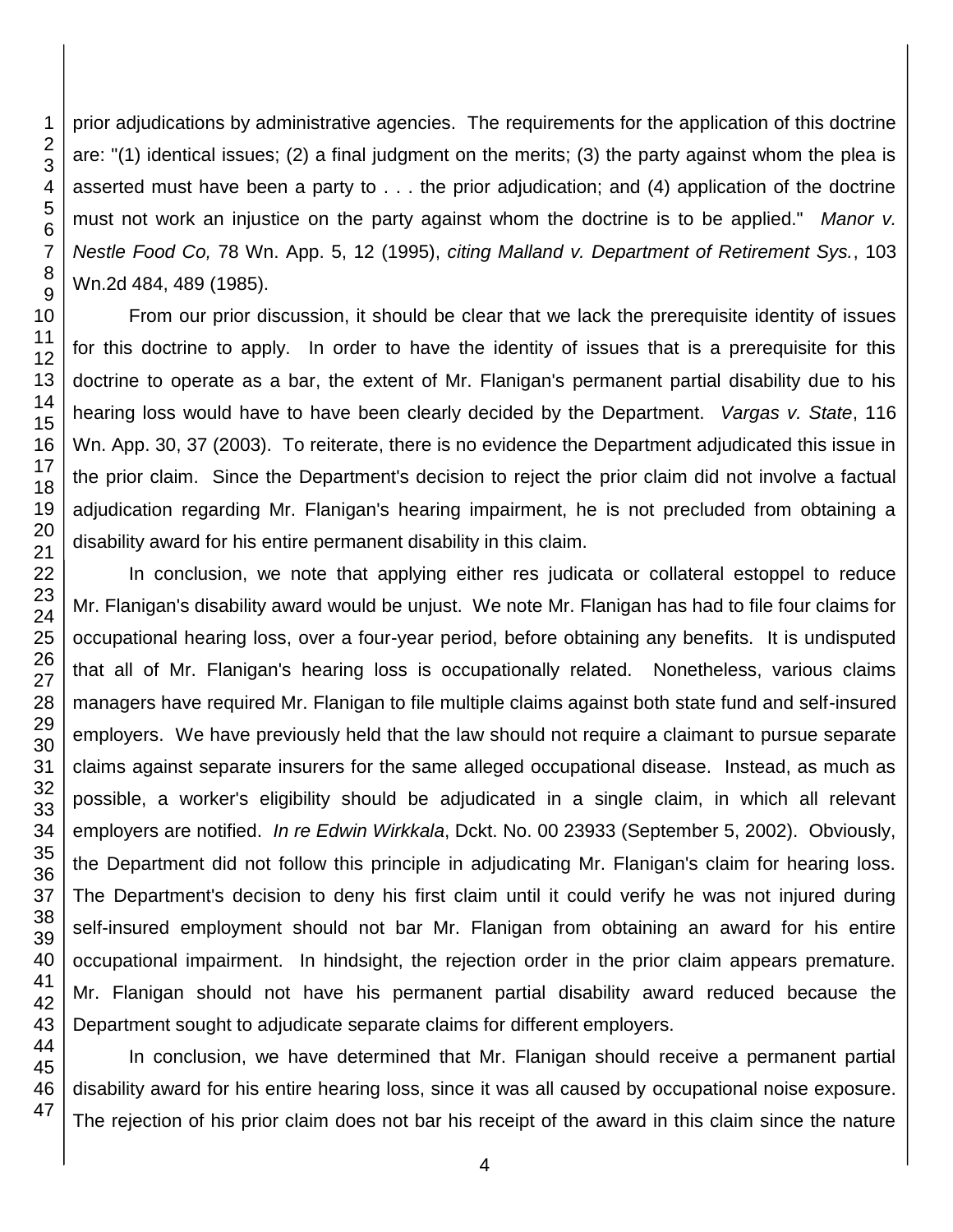prior adjudications by administrative agencies. The requirements for the application of this doctrine are: "(1) identical issues; (2) a final judgment on the merits; (3) the party against whom the plea is asserted must have been a party to . . . the prior adjudication; and (4) application of the doctrine must not work an injustice on the party against whom the doctrine is to be applied." *Manor v. Nestle Food Co,* 78 Wn. App. 5, 12 (1995), *citing Malland v. Department of Retirement Sys.*, 103 Wn.2d 484, 489 (1985).

From our prior discussion, it should be clear that we lack the prerequisite identity of issues for this doctrine to apply. In order to have the identity of issues that is a prerequisite for this doctrine to operate as a bar, the extent of Mr. Flanigan's permanent partial disability due to his hearing loss would have to have been clearly decided by the Department. *Vargas v. State*, 116 Wn. App. 30, 37 (2003). To reiterate, there is no evidence the Department adjudicated this issue in the prior claim. Since the Department's decision to reject the prior claim did not involve a factual adjudication regarding Mr. Flanigan's hearing impairment, he is not precluded from obtaining a disability award for his entire permanent disability in this claim.

In conclusion, we note that applying either res judicata or collateral estoppel to reduce Mr. Flanigan's disability award would be unjust. We note Mr. Flanigan has had to file four claims for occupational hearing loss, over a four-year period, before obtaining any benefits. It is undisputed that all of Mr. Flanigan's hearing loss is occupationally related. Nonetheless, various claims managers have required Mr. Flanigan to file multiple claims against both state fund and self-insured employers. We have previously held that the law should not require a claimant to pursue separate claims against separate insurers for the same alleged occupational disease. Instead, as much as possible, a worker's eligibility should be adjudicated in a single claim, in which all relevant employers are notified. *In re Edwin Wirkkala*, Dckt. No. 00 23933 (September 5, 2002). Obviously, the Department did not follow this principle in adjudicating Mr. Flanigan's claim for hearing loss. The Department's decision to deny his first claim until it could verify he was not injured during self-insured employment should not bar Mr. Flanigan from obtaining an award for his entire occupational impairment. In hindsight, the rejection order in the prior claim appears premature. Mr. Flanigan should not have his permanent partial disability award reduced because the Department sought to adjudicate separate claims for different employers.

In conclusion, we have determined that Mr. Flanigan should receive a permanent partial disability award for his entire hearing loss, since it was all caused by occupational noise exposure. The rejection of his prior claim does not bar his receipt of the award in this claim since the nature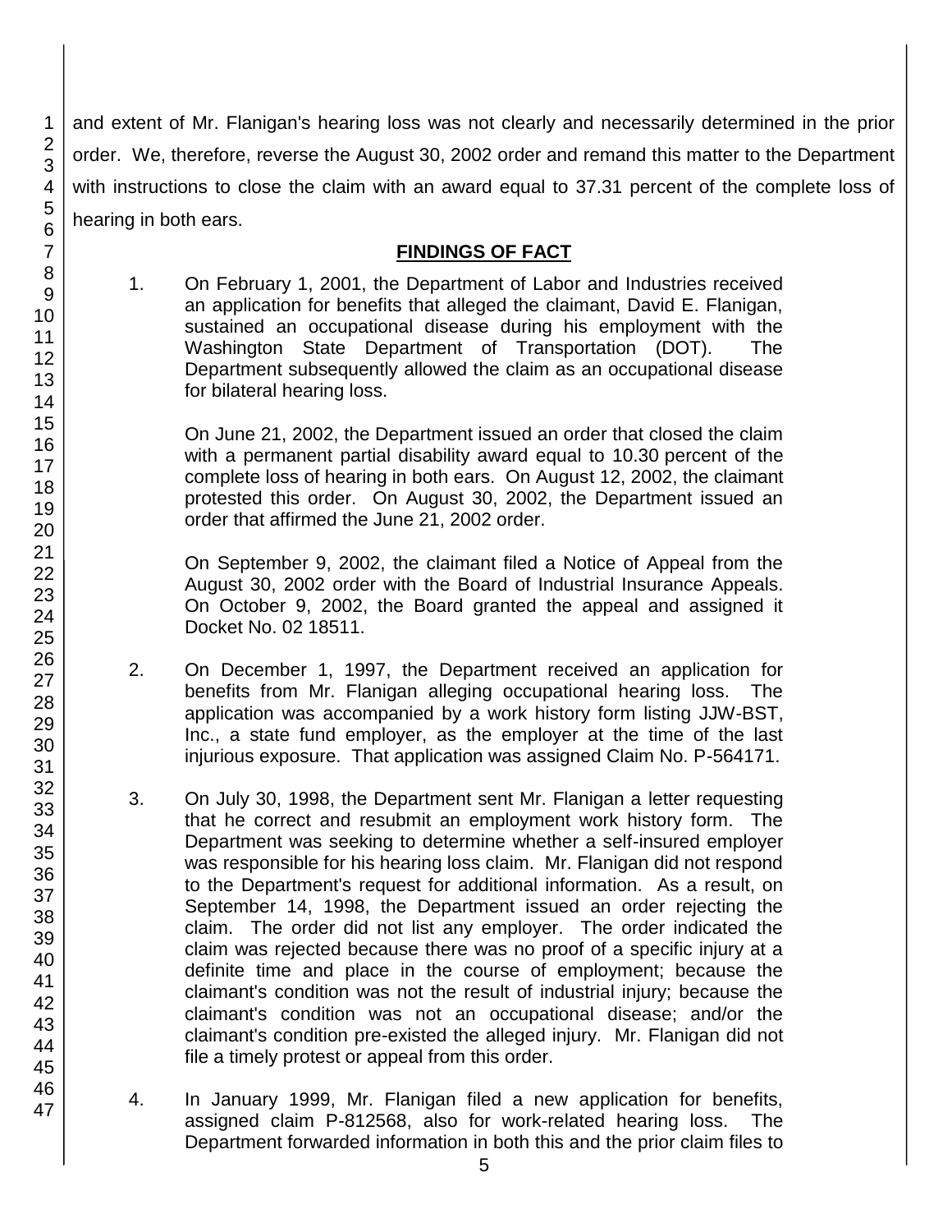and extent of Mr. Flanigan's hearing loss was not clearly and necessarily determined in the prior order. We, therefore, reverse the August 30, 2002 order and remand this matter to the Department with instructions to close the claim with an award equal to 37.31 percent of the complete loss of hearing in both ears.

## FINDINGS OF FACT

1. On February 1, 2001, the Department of Labor and Industries received an application for benefits that alleged the claimant, David E. Flanigan, sustained an occupational disease during his employment with the Washington State Department of Transportation (DOT). The Department subsequently allowed the claim as an occupational disease for bilateral hearing loss.

   On June 21, 2002, the Department issued an order that closed the claim with a permanent partial disability award equal to 10.30 percent of the complete loss of hearing in both ears. On August 12, 2002, the claimant protested this order. On August 30, 2002, the Department issued an order that affirmed the June 21, 2002 order.

   On September 9, 2002, the claimant filed a Notice of Appeal from the August 30, 2002 order with the Board of Industrial Insurance Appeals. On October 9, 2002, the Board granted the appeal and assigned it Docket No. 02 18511.

2. On December 1, 1997, the Department received an application for benefits from Mr. Flanigan alleging occupational hearing loss. The application was accompanied by a work history form listing JJW-BST, Inc., a state fund employer, as the employer at the time of the last injurious exposure. That application was assigned Claim No. P-564171.

3. On July 30, 1998, the Department sent Mr. Flanigan a letter requesting that he correct and resubmit an employment work history form. The Department was seeking to determine whether a self-insured employer was responsible for his hearing loss claim. Mr. Flanigan did not respond to the Department's request for additional information. As a result, on September 14, 1998, the Department issued an order rejecting the claim. The order did not list any employer. The order indicated the claim was rejected because there was no proof of a specific injury at a definite time and place in the course of employment; because the claimant's condition was not the result of industrial injury; because the claimant's condition was not an occupational disease; and/or the claimant's condition pre-existed the alleged injury. Mr. Flanigan did not file a timely protest or appeal from this order.

4. In January 1999, Mr. Flanigan filed a new application for benefits, assigned claim P-812568, also for work-related hearing loss. The Department forwarded information in both this and the prior claim files to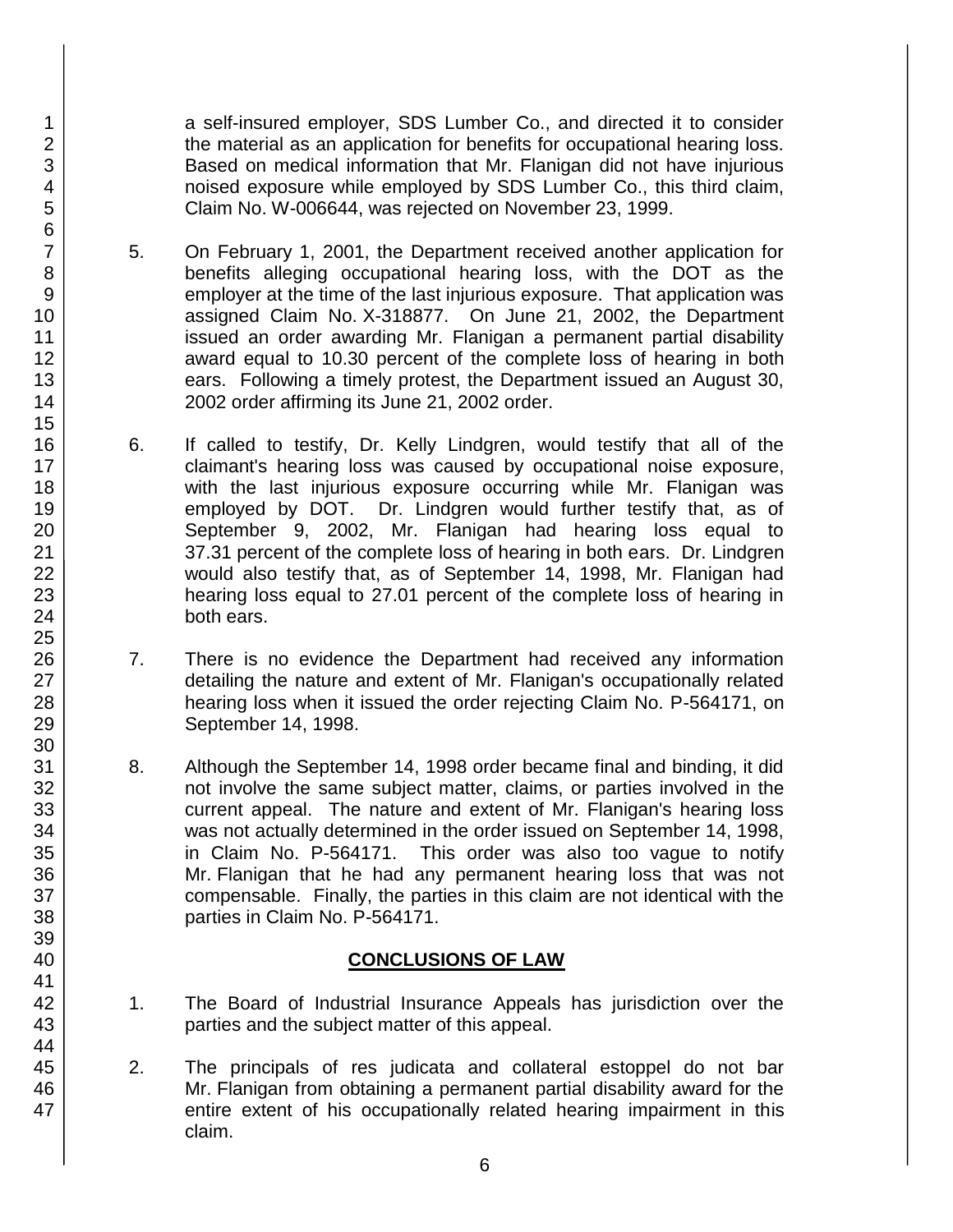a self-insured employer, SDS Lumber Co., and directed it to consider the material as an application for benefits for occupational hearing loss. Based on medical information that Mr. Flanigan did not have injurious noised exposure while employed by SDS Lumber Co., this third claim, Claim No. W-006644, was rejected on November 23, 1999.

5. On February 1, 2001, the Department received another application for benefits alleging occupational hearing loss, with the DOT as the employer at the time of the last injurious exposure. That application was assigned Claim No. X-318877. On June 21, 2002, the Department issued an order awarding Mr. Flanigan a permanent partial disability award equal to 10.30 percent of the complete loss of hearing in both ears. Following a timely protest, the Department issued an August 30, 2002 order affirming its June 21, 2002 order.

6. If called to testify, Dr. Kelly Lindgren, would testify that all of the claimant's hearing loss was caused by occupational noise exposure, with the last injurious exposure occurring while Mr. Flanigan was employed by DOT. Dr. Lindgren would further testify that, as of September 9, 2002, Mr. Flanigan had hearing loss equal to 37.31 percent of the complete loss of hearing in both ears. Dr. Lindgren would also testify that, as of September 14, 1998, Mr. Flanigan had hearing loss equal to 27.01 percent of the complete loss of hearing in both ears.

7. There is no evidence the Department had received any information detailing the nature and extent of Mr. Flanigan's occupationally related hearing loss when it issued the order rejecting Claim No. P-564171, on September 14, 1998.

8. Although the September 14, 1998 order became final and binding, it did not involve the same subject matter, claims, or parties involved in the current appeal. The nature and extent of Mr. Flanigan's hearing loss was not actually determined in the order issued on September 14, 1998, in Claim No. P-564171. This order was also too vague to notify Mr. Flanigan that he had any permanent hearing loss that was not compensable. Finally, the parties in this claim are not identical with the parties in Claim No. P-564171.

## CONCLUSIONS OF LAW

1. The Board of Industrial Insurance Appeals has jurisdiction over the parties and the subject matter of this appeal.

2. The principals of res judicata and collateral estoppel do not bar Mr. Flanigan from obtaining a permanent partial disability award for the entire extent of his occupationally related hearing impairment in this claim.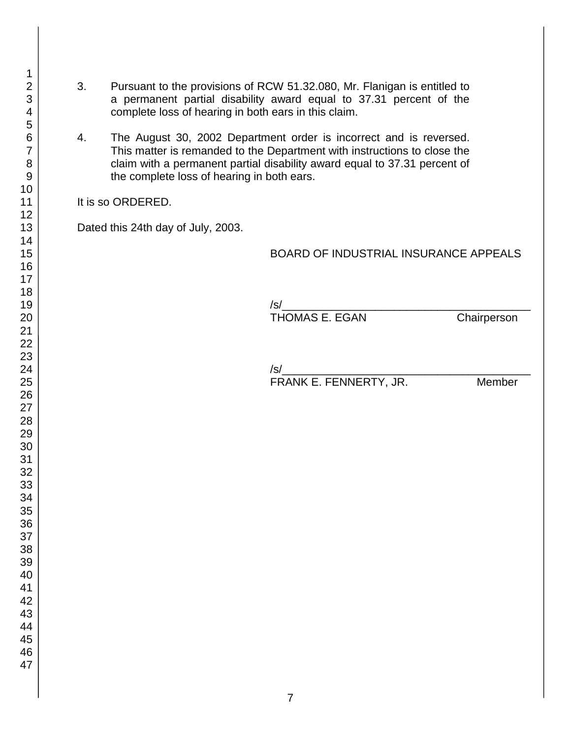3. Pursuant to the provisions of RCW 51.32.080, Mr. Flanigan is entitled to a permanent partial disability award equal to 37.31 percent of the complete loss of hearing in both ears in this claim.

4. The August 30, 2002 Department order is incorrect and is reversed. This matter is remanded to the Department with instructions to close the claim with a permanent partial disability award equal to 37.31 percent of the complete loss of hearing in both ears.

It is so ORDERED.

Dated this 24th day of July, 2003.

BOARD OF INDUSTRIAL INSURANCE APPEALS

/s/________________________________________
THOMAS E. EGAN Chairperson

/s/________________________________________
FRANK E. FENNERTY, JR. Member